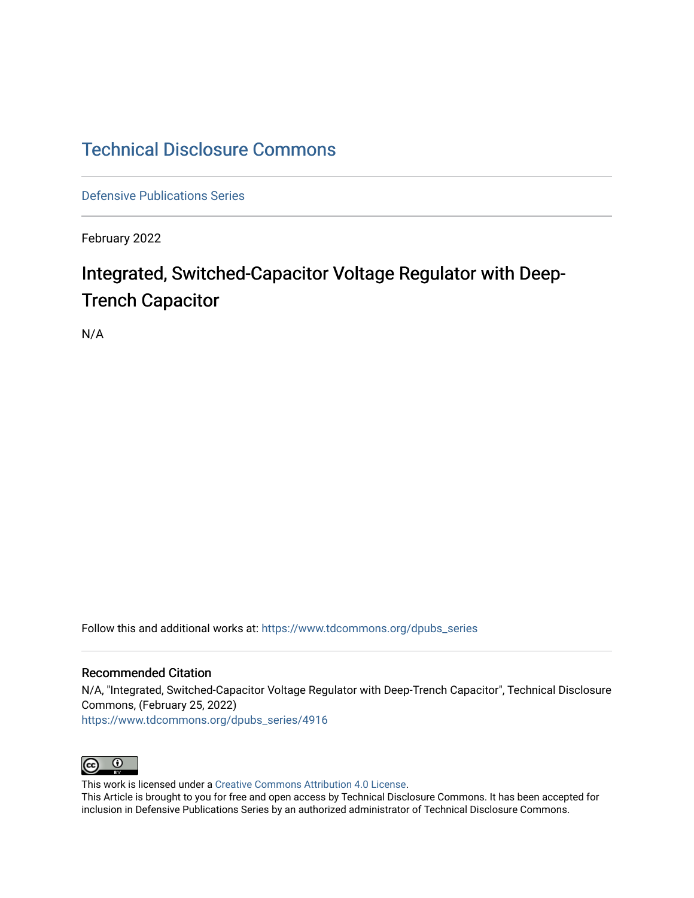# Technical Disclosure Commons

Defensive Publications Series

February 2022

## Integrated, Switched-Capacitor Voltage Regulator with Deep-Trench Capacitor

N/A

Follow this and additional works at: https://www.tdcommons.org/dpubs_series

### Recommended Citation

N/A, "Integrated, Switched-Capacitor Voltage Regulator with Deep-Trench Capacitor", Technical Disclosure Commons, (February 25, 2022)
https://www.tdcommons.org/dpubs_series/4916

This work is licensed under a Creative Commons Attribution 4.0 License.
This Article is brought to you for free and open access by Technical Disclosure Commons. It has been accepted for inclusion in Defensive Publications Series by an authorized administrator of Technical Disclosure Commons.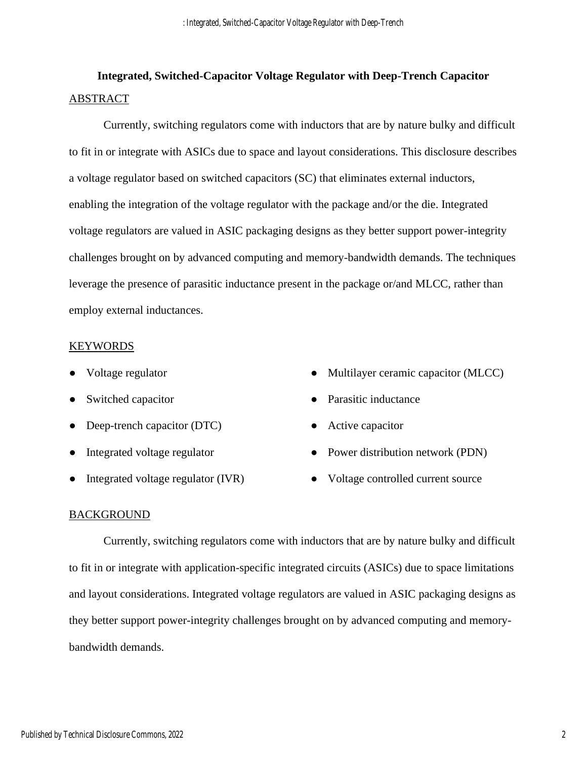# Integrated, Switched-Capacitor Voltage Regulator with Deep-Trench Capacitor

## ABSTRACT

Currently, switching regulators come with inductors that are by nature bulky and difficult to fit in or integrate with ASICs due to space and layout considerations. This disclosure describes a voltage regulator based on switched capacitors (SC) that eliminates external inductors, enabling the integration of the voltage regulator with the package and/or the die. Integrated voltage regulators are valued in ASIC packaging designs as they better support power-integrity challenges brought on by advanced computing and memory-bandwidth demands. The techniques leverage the presence of parasitic inductance present in the package or/and MLCC, rather than employ external inductances.

## KEYWORDS

- Voltage regulator
- Switched capacitor
- Deep-trench capacitor (DTC)
- Integrated voltage regulator
- Integrated voltage regulator (IVR)
- Multilayer ceramic capacitor (MLCC)
- Parasitic inductance
- Active capacitor
- Power distribution network (PDN)
- Voltage controlled current source

## BACKGROUND

Currently, switching regulators come with inductors that are by nature bulky and difficult to fit in or integrate with application-specific integrated circuits (ASICs) due to space limitations and layout considerations. Integrated voltage regulators are valued in ASIC packaging designs as they better support power-integrity challenges brought on by advanced computing and memory-bandwidth demands.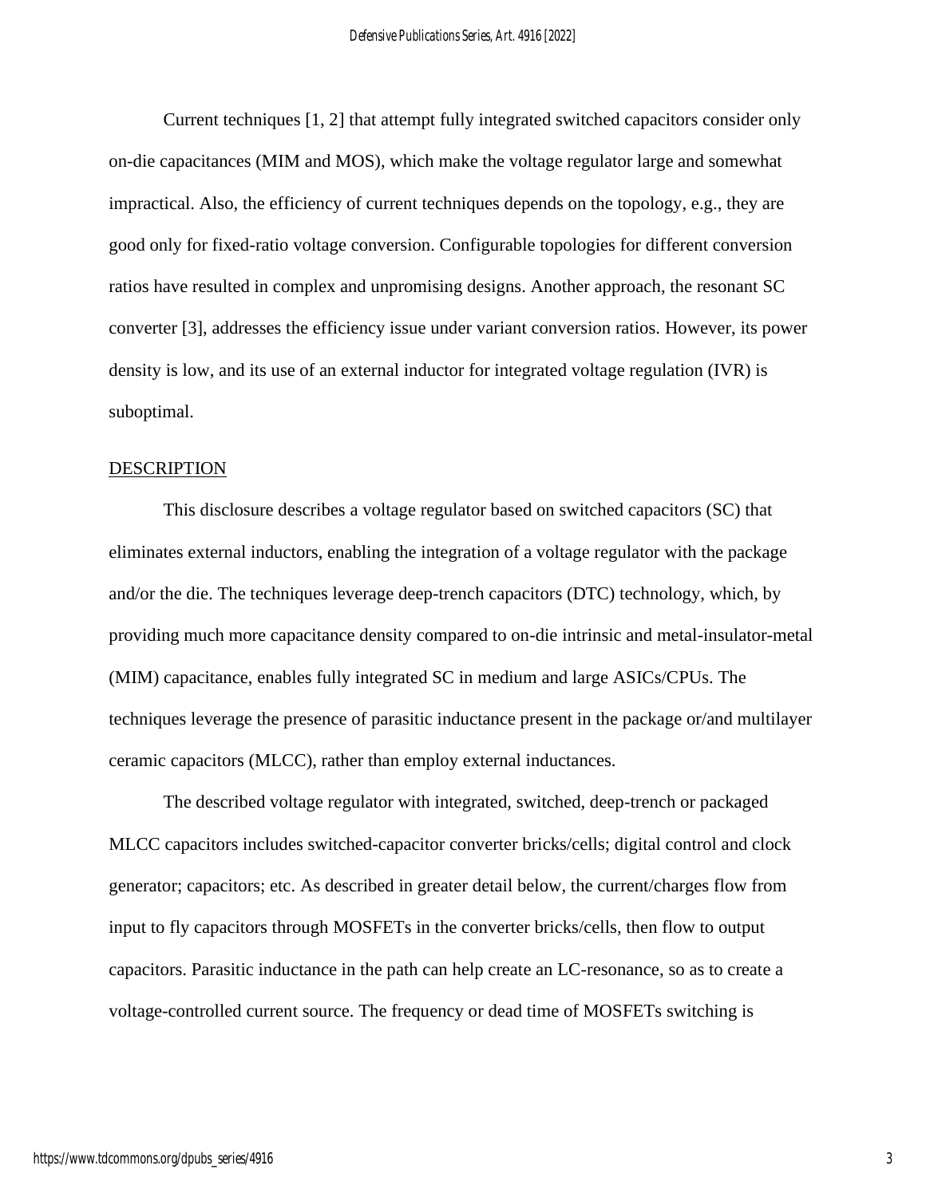Current techniques [1, 2] that attempt fully integrated switched capacitors consider only on-die capacitances (MIM and MOS), which make the voltage regulator large and somewhat impractical. Also, the efficiency of current techniques depends on the topology, e.g., they are good only for fixed-ratio voltage conversion. Configurable topologies for different conversion ratios have resulted in complex and unpromising designs. Another approach, the resonant SC converter [3], addresses the efficiency issue under variant conversion ratios. However, its power density is low, and its use of an external inductor for integrated voltage regulation (IVR) is suboptimal.

## DESCRIPTION

This disclosure describes a voltage regulator based on switched capacitors (SC) that eliminates external inductors, enabling the integration of a voltage regulator with the package and/or the die. The techniques leverage deep-trench capacitors (DTC) technology, which, by providing much more capacitance density compared to on-die intrinsic and metal-insulator-metal (MIM) capacitance, enables fully integrated SC in medium and large ASICs/CPUs. The techniques leverage the presence of parasitic inductance present in the package or/and multilayer ceramic capacitors (MLCC), rather than employ external inductances.

The described voltage regulator with integrated, switched, deep-trench or packaged MLCC capacitors includes switched-capacitor converter bricks/cells; digital control and clock generator; capacitors; etc. As described in greater detail below, the current/charges flow from input to fly capacitors through MOSFETs in the converter bricks/cells, then flow to output capacitors. Parasitic inductance in the path can help create an LC-resonance, so as to create a voltage-controlled current source. The frequency or dead time of MOSFETs switching is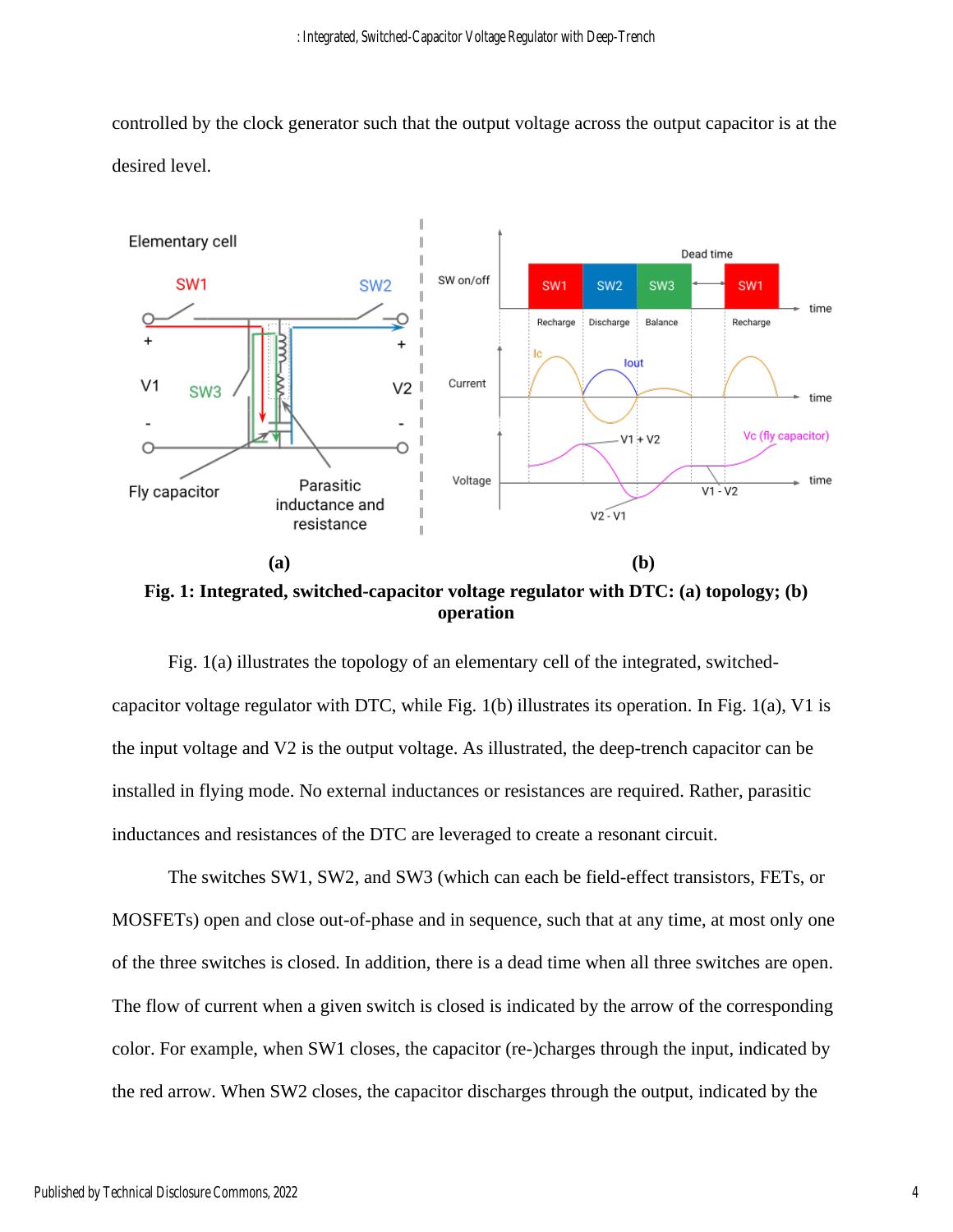controlled by the clock generator such that the output voltage across the output capacitor is at the desired level.

**Fig. 1: Integrated, switched-capacitor voltage regulator with DTC: (a) topology; (b) operation**

Fig. 1(a) illustrates the topology of an elementary cell of the integrated, switched-capacitor voltage regulator with DTC, while Fig. 1(b) illustrates its operation. In Fig. 1(a), V1 is the input voltage and V2 is the output voltage. As illustrated, the deep-trench capacitor can be installed in flying mode. No external inductances or resistances are required. Rather, parasitic inductances and resistances of the DTC are leveraged to create a resonant circuit.

The switches SW1, SW2, and SW3 (which can each be field-effect transistors, FETs, or MOSFETs) open and close out-of-phase and in sequence, such that at any time, at most only one of the three switches is closed. In addition, there is a dead time when all three switches are open. The flow of current when a given switch is closed is indicated by the arrow of the corresponding color. For example, when SW1 closes, the capacitor (re-)charges through the input, indicated by the red arrow. When SW2 closes, the capacitor discharges through the output, indicated by the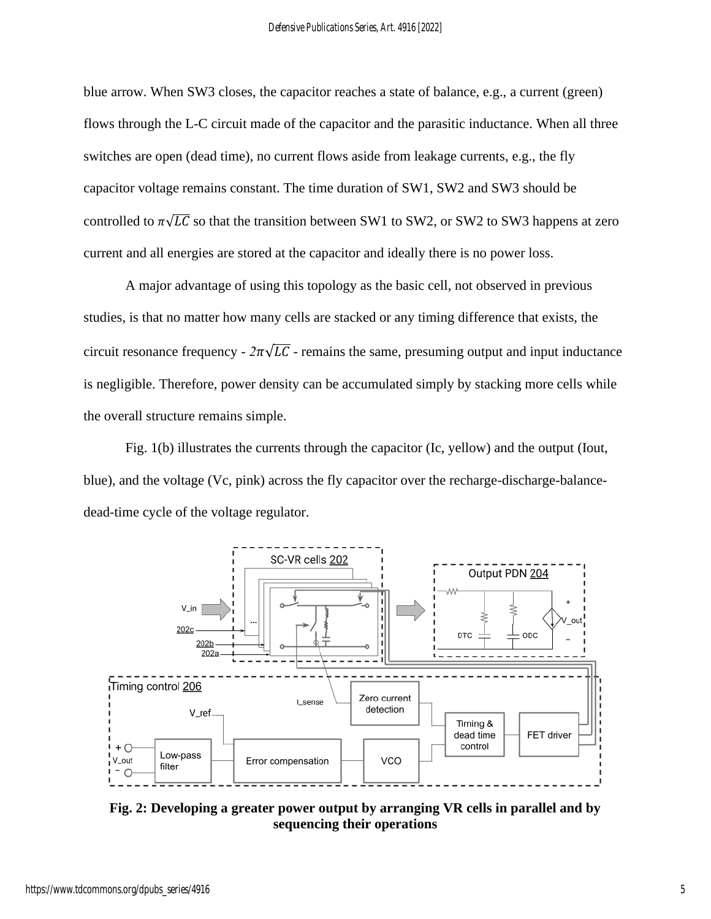blue arrow. When SW3 closes, the capacitor reaches a state of balance, e.g., a current (green) flows through the L-C circuit made of the capacitor and the parasitic inductance. When all three switches are open (dead time), no current flows aside from leakage currents, e.g., the fly capacitor voltage remains constant. The time duration of SW1, SW2 and SW3 should be controlled to $\pi\sqrt{LC}$ so that the transition between SW1 to SW2, or SW2 to SW3 happens at zero current and all energies are stored at the capacitor and ideally there is no power loss.

A major advantage of using this topology as the basic cell, not observed in previous studies, is that no matter how many cells are stacked or any timing difference that exists, the circuit resonance frequency - $2\pi\sqrt{LC}$ - remains the same, presuming output and input inductance is negligible. Therefore, power density can be accumulated simply by stacking more cells while the overall structure remains simple.

Fig. 1(b) illustrates the currents through the capacitor (Ic, yellow) and the output (Iout, blue), and the voltage (Vc, pink) across the fly capacitor over the recharge-discharge-balance-dead-time cycle of the voltage regulator.

**Fig. 2: Developing a greater power output by arranging VR cells in parallel and by sequencing their operations**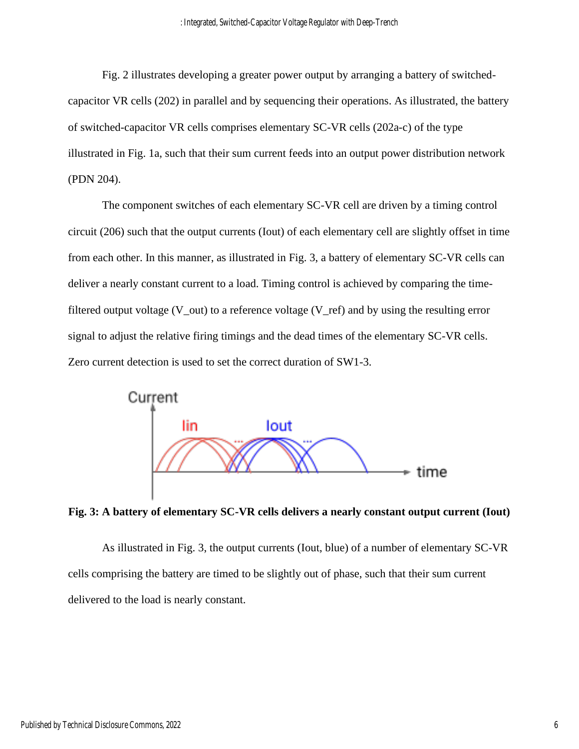Fig. 2 illustrates developing a greater power output by arranging a battery of switched-capacitor VR cells (202) in parallel and by sequencing their operations. As illustrated, the battery of switched-capacitor VR cells comprises elementary SC-VR cells (202a-c) of the type illustrated in Fig. 1a, such that their sum current feeds into an output power distribution network (PDN 204).

The component switches of each elementary SC-VR cell are driven by a timing control circuit (206) such that the output currents (Iout) of each elementary cell are slightly offset in time from each other. In this manner, as illustrated in Fig. 3, a battery of elementary SC-VR cells can deliver a nearly constant current to a load. Timing control is achieved by comparing the time-filtered output voltage (V_out) to a reference voltage (V_ref) and by using the resulting error signal to adjust the relative firing timings and the dead times of the elementary SC-VR cells. Zero current detection is used to set the correct duration of SW1-3.

**Fig. 3: A battery of elementary SC-VR cells delivers a nearly constant output current (Iout)**

As illustrated in Fig. 3, the output currents (Iout, blue) of a number of elementary SC-VR cells comprising the battery are timed to be slightly out of phase, such that their sum current delivered to the load is nearly constant.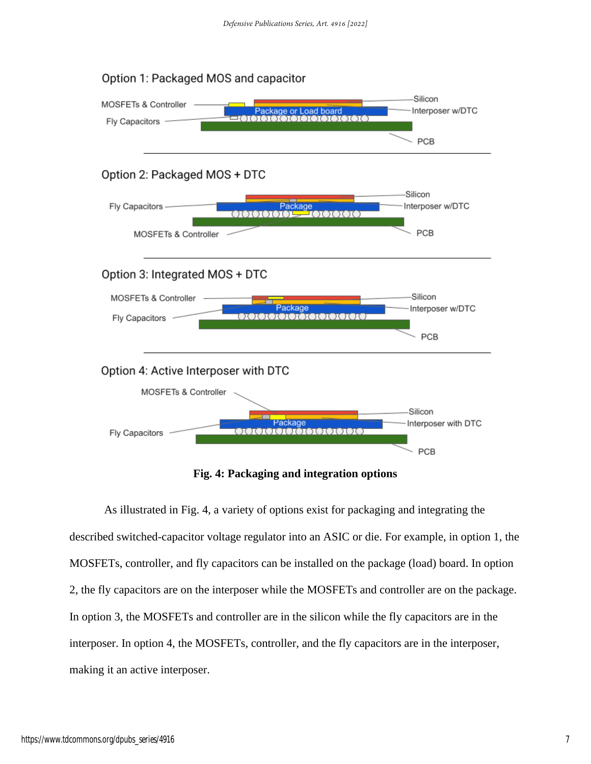Option 1: Packaged MOS and capacitor

MOSFETs & Controller

Fly Capacitors

Silicon

Interposer w/DTC

Package or Load board

PCB

Option 2: Packaged MOS + DTC

Fly Capacitors

MOSFETs & Controller

Silicon

Interposer w/DTC

Package

PCB

Option 3: Integrated MOS + DTC

MOSFETs & Controller

Fly Capacitors

Silicon

Interposer w/DTC

Package

PCB

Option 4: Active Interposer with DTC

MOSFETs & Controller

Fly Capacitors

Silicon

Interposer with DTC

Package

PCB

**Fig. 4: Packaging and integration options**

As illustrated in Fig. 4, a variety of options exist for packaging and integrating the described switched-capacitor voltage regulator into an ASIC or die. For example, in option 1, the MOSFETs, controller, and fly capacitors can be installed on the package (load) board. In option 2, the fly capacitors are on the interposer while the MOSFETs and controller are on the package. In option 3, the MOSFETs and controller are in the silicon while the fly capacitors are in the interposer. In option 4, the MOSFETs, controller, and the fly capacitors are in the interposer, making it an active interposer.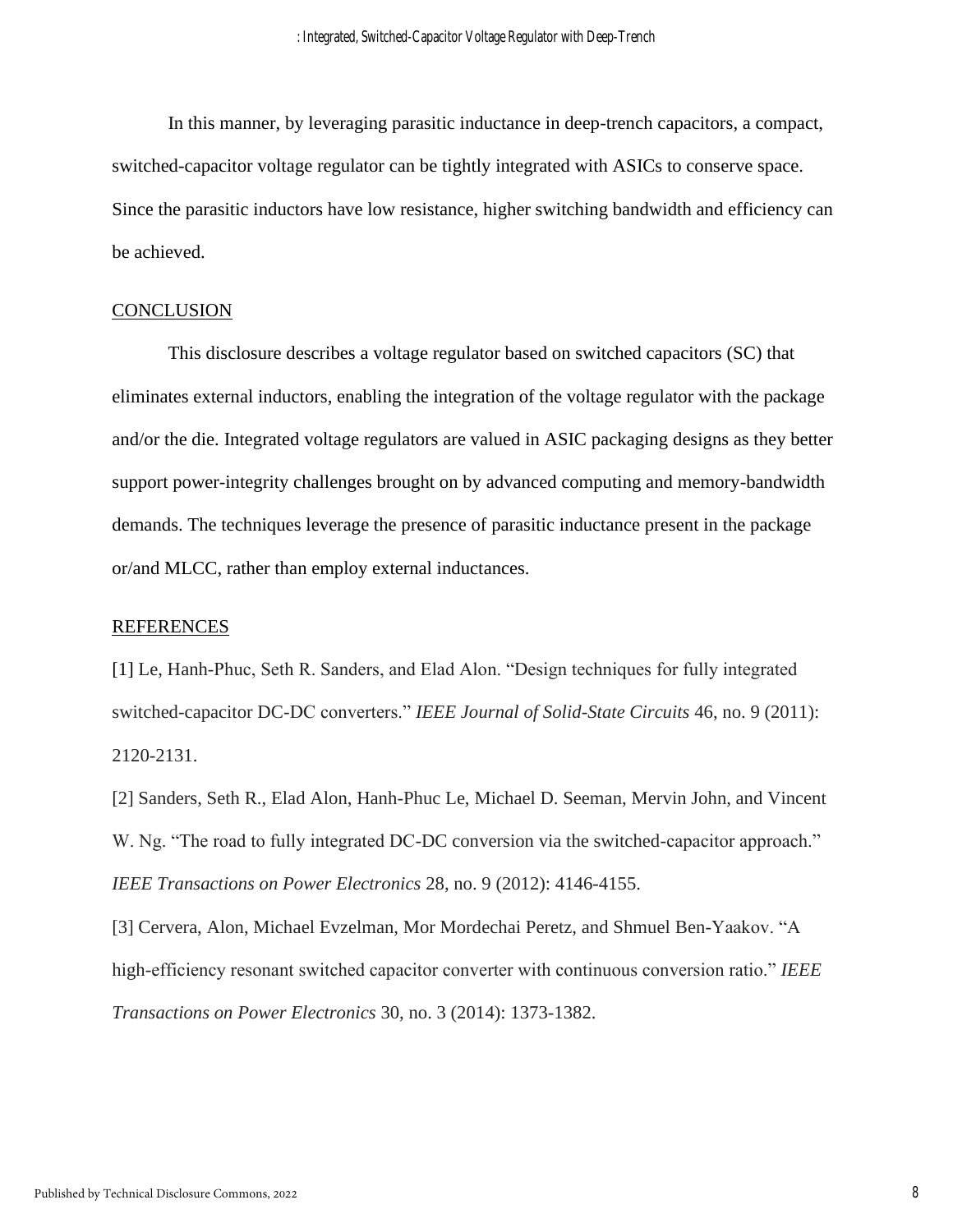In this manner, by leveraging parasitic inductance in deep-trench capacitors, a compact, switched-capacitor voltage regulator can be tightly integrated with ASICs to conserve space. Since the parasitic inductors have low resistance, higher switching bandwidth and efficiency can be achieved.

## CONCLUSION

This disclosure describes a voltage regulator based on switched capacitors (SC) that eliminates external inductors, enabling the integration of the voltage regulator with the package and/or the die. Integrated voltage regulators are valued in ASIC packaging designs as they better support power-integrity challenges brought on by advanced computing and memory-bandwidth demands. The techniques leverage the presence of parasitic inductance present in the package or/and MLCC, rather than employ external inductances.

## REFERENCES

[1] Le, Hanh-Phuc, Seth R. Sanders, and Elad Alon. "Design techniques for fully integrated switched-capacitor DC-DC converters." *IEEE Journal of Solid-State Circuits* 46, no. 9 (2011): 2120-2131.

[2] Sanders, Seth R., Elad Alon, Hanh-Phuc Le, Michael D. Seeman, Mervin John, and Vincent W. Ng. "The road to fully integrated DC-DC conversion via the switched-capacitor approach." *IEEE Transactions on Power Electronics* 28, no. 9 (2012): 4146-4155.

[3] Cervera, Alon, Michael Evzelman, Mor Mordechai Peretz, and Shmuel Ben-Yaakov. "A high-efficiency resonant switched capacitor converter with continuous conversion ratio." *IEEE Transactions on Power Electronics* 30, no. 3 (2014): 1373-1382.